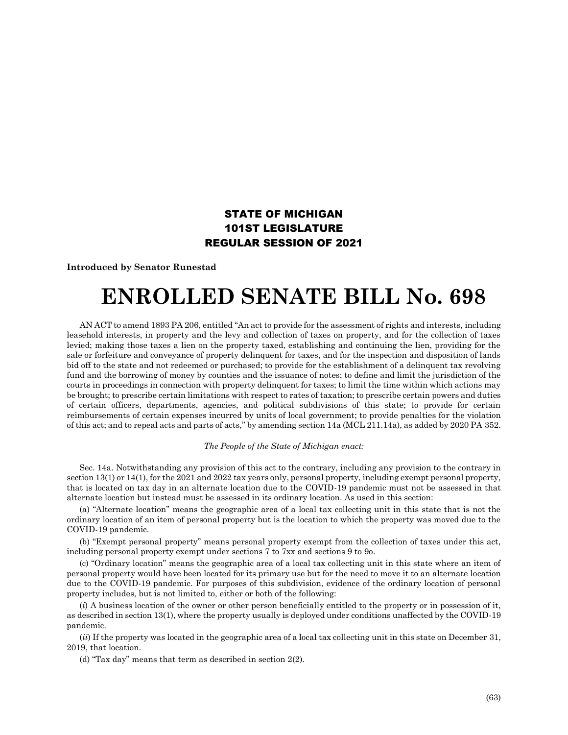**STATE OF MICHIGAN**
**101ST LEGISLATURE**
**REGULAR SESSION OF 2021**

**Introduced by Senator Runestad**

# ENROLLED SENATE BILL No. 698

AN ACT to amend 1893 PA 206, entitled "An act to provide for the assessment of rights and interests, including leasehold interests, in property and the levy and collection of taxes on property, and for the collection of taxes levied; making those taxes a lien on the property taxed, establishing and continuing the lien, providing for the sale or forfeiture and conveyance of property delinquent for taxes, and for the inspection and disposition of lands bid off to the state and not redeemed or purchased; to provide for the establishment of a delinquent tax revolving fund and the borrowing of money by counties and the issuance of notes; to define and limit the jurisdiction of the courts in proceedings in connection with property delinquent for taxes; to limit the time within which actions may be brought; to prescribe certain limitations with respect to rates of taxation; to prescribe certain powers and duties of certain officers, departments, agencies, and political subdivisions of this state; to provide for certain reimbursements of certain expenses incurred by units of local government; to provide penalties for the violation of this act; and to repeal acts and parts of acts," by amending section 14a (MCL 211.14a), as added by 2020 PA 352.

*The People of the State of Michigan enact:*

Sec. 14a. Notwithstanding any provision of this act to the contrary, including any provision to the contrary in section 13(1) or 14(1), for the 2021 and 2022 tax years only, personal property, including exempt personal property, that is located on tax day in an alternate location due to the COVID-19 pandemic must not be assessed in that alternate location but instead must be assessed in its ordinary location. As used in this section:

(a) "Alternate location" means the geographic area of a local tax collecting unit in this state that is not the ordinary location of an item of personal property but is the location to which the property was moved due to the COVID-19 pandemic.

(b) "Exempt personal property" means personal property exempt from the collection of taxes under this act, including personal property exempt under sections 7 to 7xx and sections 9 to 9o.

(c) "Ordinary location" means the geographic area of a local tax collecting unit in this state where an item of personal property would have been located for its primary use but for the need to move it to an alternate location due to the COVID-19 pandemic. For purposes of this subdivision, evidence of the ordinary location of personal property includes, but is not limited to, either or both of the following:

(*i*) A business location of the owner or other person beneficially entitled to the property or in possession of it, as described in section 13(1), where the property usually is deployed under conditions unaffected by the COVID-19 pandemic.

(*ii*) If the property was located in the geographic area of a local tax collecting unit in this state on December 31, 2019, that location.

(d) "Tax day" means that term as described in section 2(2).

(63)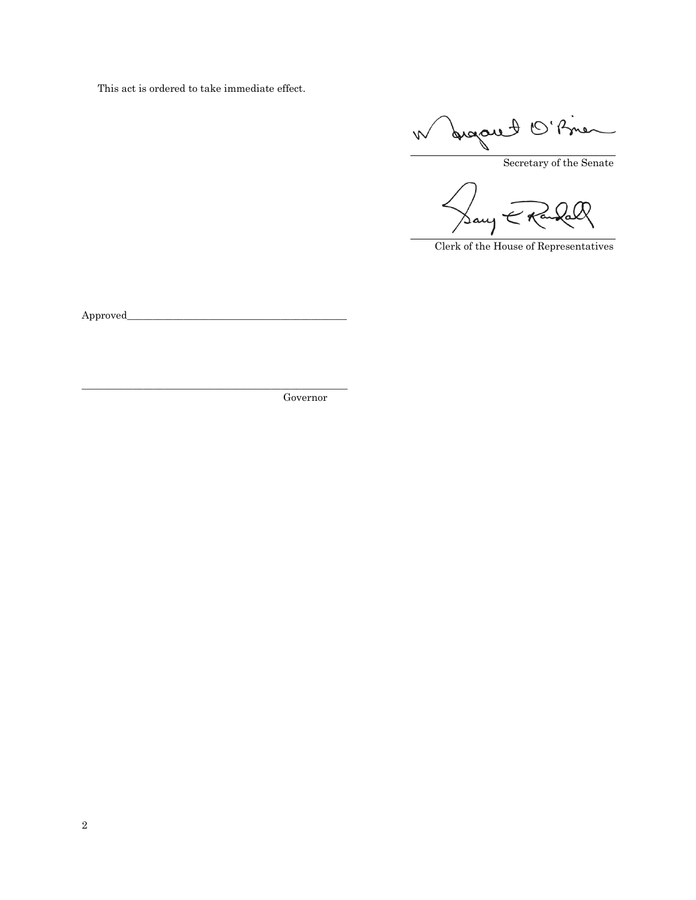This act is ordered to take immediate effect.

Secretary of the Senate

Clerk of the House of Representatives

Approved___________________________________________

_____________________________________________________
Governor